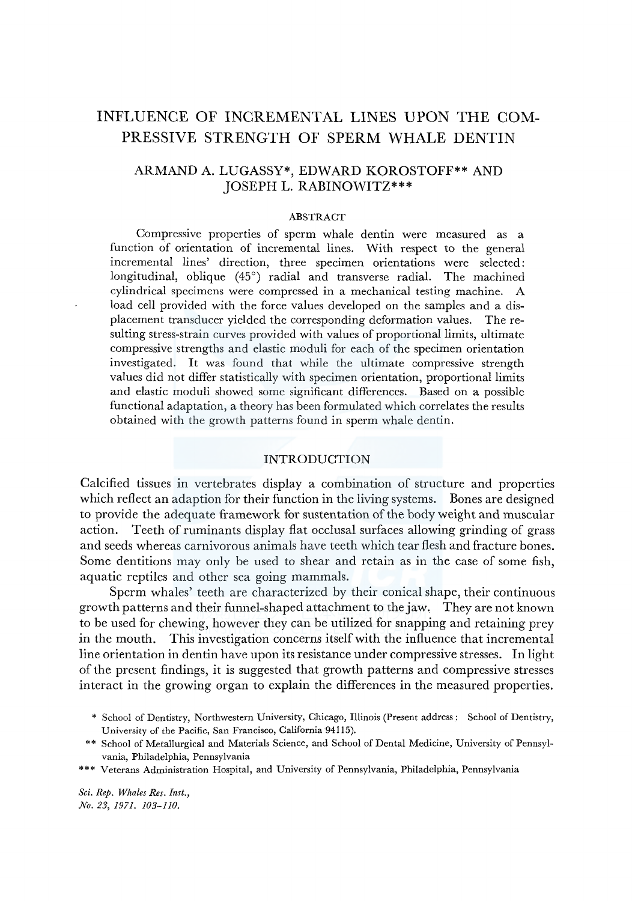# INFLUENCE OF INCREMENTAL LINES UPON THE COMPRESSIVE STRENGTH OF SPERM WHALE DENTIN

ARMAND A. LUGASSY*, EDWARD KOROSTOFF** AND JOSEPH L. RABINOWITZ***

## ABSTRACT

Compressive properties of sperm whale dentin were measured as a function of orientation of incremental lines. With respect to the general incremental lines' direction, three specimen orientations were selected: longitudinal, oblique (45°) radial and transverse radial. The machined cylindrical specimens were compressed in a mechanical testing machine. A load cell provided with the force values developed on the samples and a displacement transducer yielded the corresponding deformation values. The resulting stress-strain curves provided with values of proportional limits, ultimate compressive strengths and elastic moduli for each of the specimen orientation investigated. It was found that while the ultimate compressive strength values did not differ statistically with specimen orientation, proportional limits and elastic moduli showed some significant differences. Based on a possible functional adaptation, a theory has been formulated which correlates the results obtained with the growth patterns found in sperm whale dentin.

## INTRODUCTION

Calcified tissues in vertebrates display a combination of structure and properties which reflect an adaption for their function in the living systems. Bones are designed to provide the adequate framework for sustentation of the body weight and muscular action. Teeth of ruminants display flat occlusal surfaces allowing grinding of grass and seeds whereas carnivorous animals have teeth which tear flesh and fracture bones. Some dentitions may only be used to shear and retain as in the case of some fish, aquatic reptiles and other sea going mammals.

Sperm whales' teeth are characterized by their conical shape, their continuous growth patterns and their funnel-shaped attachment to the jaw. They are not known to be used for chewing, however they can be utilized for snapping and retaining prey in the mouth. This investigation concerns itself with the influence that incremental line orientation in dentin have upon its resistance under compressive stresses. In light of the present findings, it is suggested that growth patterns and compressive stresses interact in the growing organ to explain the differences in the measured properties.

\* School of Dentistry, Northwestern University, Chicago, Illinois (Present address: School of Dentistry, University of the Pacific, San Francisco, California 94115).

\*\* School of Metallurgical and Materials Science, and School of Dental Medicine, University of Pennsylvania, Philadelphia, Pennsylvania

\*\*\* Veterans Administration Hospital, and University of Pennsylvania, Philadelphia, Pennsylvania

*Sci. Rep. Whales Res. Inst.*, *No. 23, 1971. 103–110.*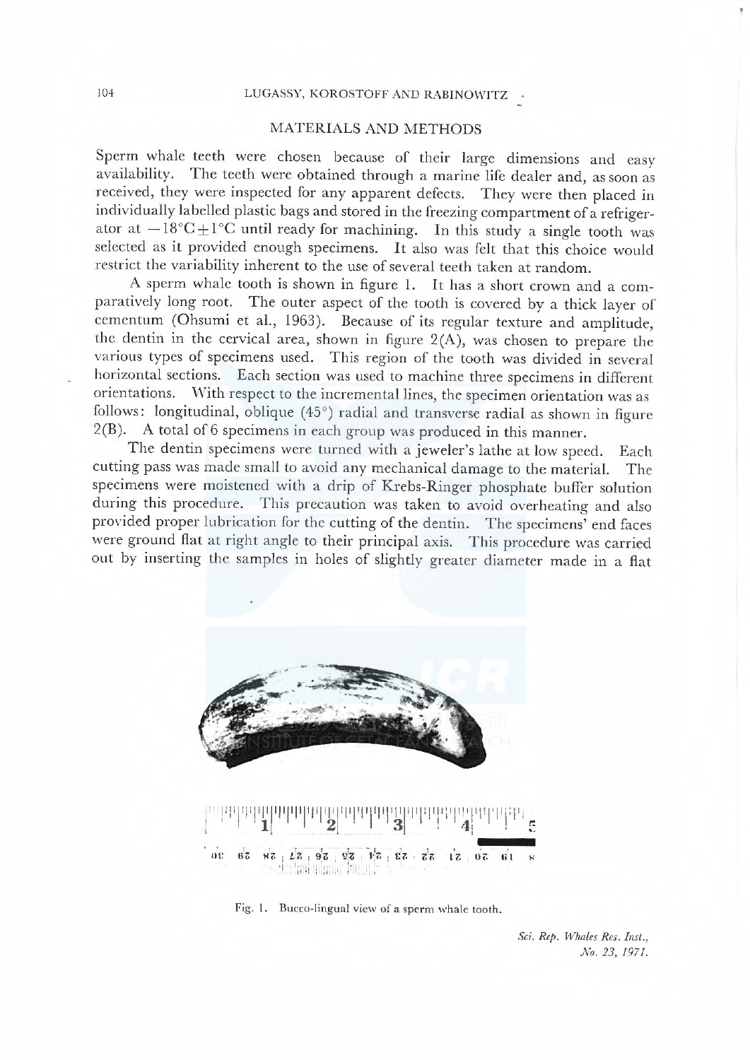## MATERIALS AND METHODS

Sperm whale teeth were chosen because of their large dimensions and easy availability. The teeth were obtained through a marine life dealer and, as soon as received, they were inspected for any apparent defects. They were then placed in individually labelled plastic bags and stored in the freezing compartment of a refrigerator at $-18°C \pm 1°C$ until ready for machining. In this study a single tooth was selected as it provided enough specimens. It also was felt that this choice would restrict the variability inherent to the use of several teeth taken at random.

A sperm whale tooth is shown in figure 1. It has a short crown and a comparatively long root. The outer aspect of the tooth is covered by a thick layer of cementum (Ohsumi et al., 1963). Because of its regular texture and amplitude, the dentin in the cervical area, shown in figure 2(A), was chosen to prepare the various types of specimens used. This region of the tooth was divided in several horizontal sections. Each section was used to machine three specimens in different orientations. With respect to the incremental lines, the specimen orientation was as follows: longitudinal, oblique (45°) radial and transverse radial as shown in figure 2(B). A total of 6 specimens in each group was produced in this manner.

The dentin specimens were turned with a jeweler's lathe at low speed. Each cutting pass was made small to avoid any mechanical damage to the material. The specimens were moistened with a drip of Krebs-Ringer phosphate buffer solution during this procedure. This precaution was taken to avoid overheating and also provided proper lubrication for the cutting of the dentin. The specimens' end faces were ground flat at right angle to their principal axis. This procedure was carried out by inserting the samples in holes of slightly greater diameter made in a flat

Fig. 1. Bucco-lingual view of a sperm whale tooth.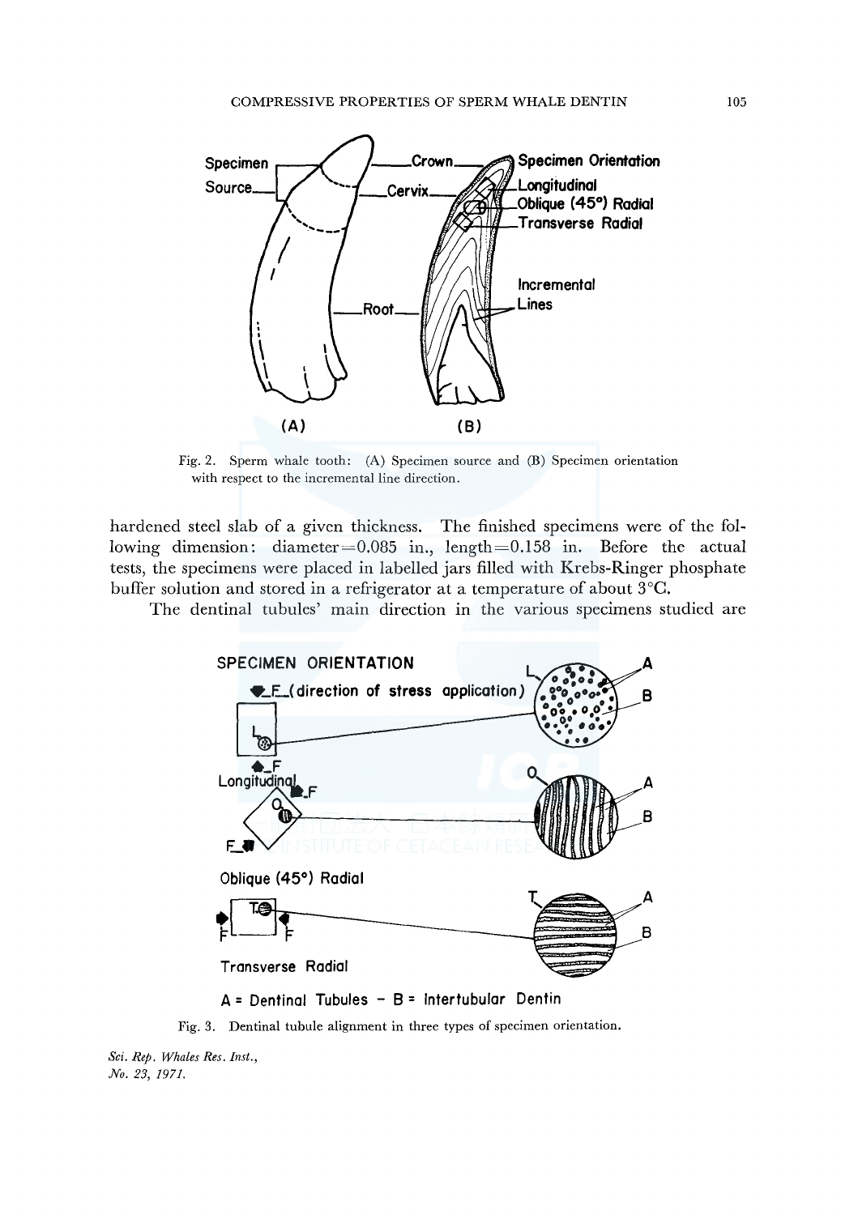Fig. 2. Sperm whale tooth: (A) Specimen source and (B) Specimen orientation with respect to the incremental line direction.

hardened steel slab of a given thickness. The finished specimens were of the following dimension: diameter=0.085 in., length=0.158 in. Before the actual tests, the specimens were placed in labelled jars filled with Krebs-Ringer phosphate buffer solution and stored in a refrigerator at a temperature of about 3°C.

The dentinal tubules' main direction in the various specimens studied are

Fig. 3. Dentinal tubule alignment in three types of specimen orientation.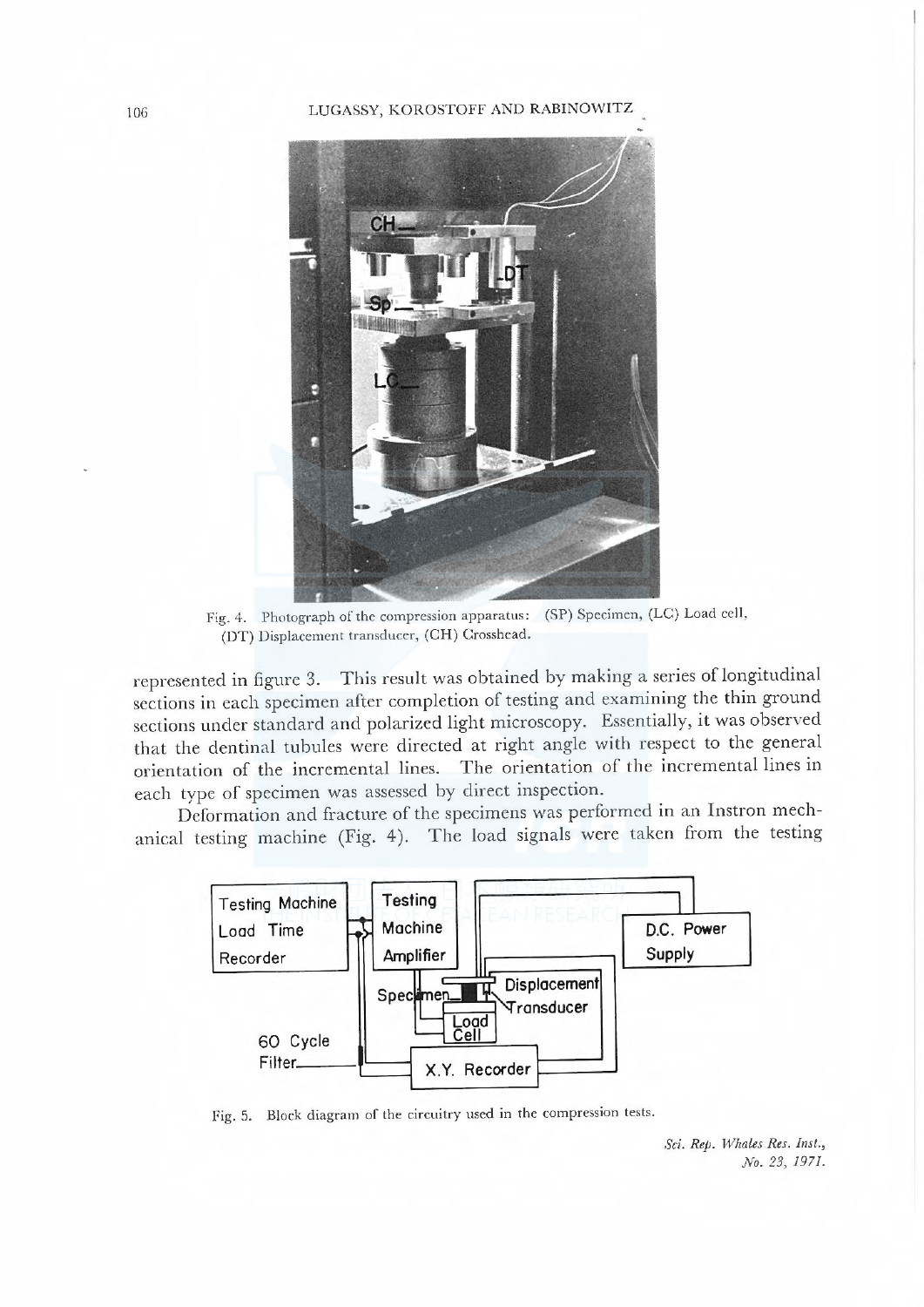Fig. 4. Photograph of the compression apparatus: (SP) Specimen, (LC) Load cell, (DT) Displacement transducer, (CH) Crosshead.

represented in figure 3. This result was obtained by making a series of longitudinal sections in each specimen after completion of testing and examining the thin ground sections under standard and polarized light microscopy. Essentially, it was observed that the dentinal tubules were directed at right angle with respect to the general orientation of the incremental lines. The orientation of the incremental lines in each type of specimen was assessed by direct inspection.

Deformation and fracture of the specimens was performed in an Instron mechanical testing machine (Fig. 4). The load signals were taken from the testing

Fig. 5. Block diagram of the circuitry used in the compression tests.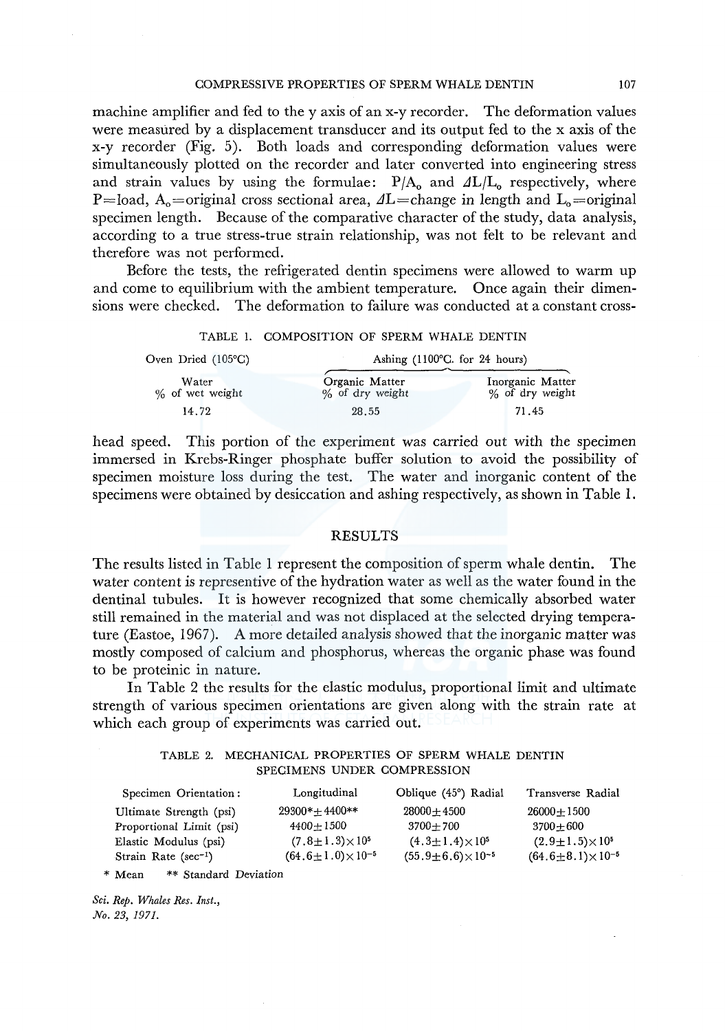machine amplifier and fed to the y axis of an x-y recorder. The deformation values were measured by a displacement transducer and its output fed to the x axis of the x-y recorder (Fig. 5). Both loads and corresponding deformation values were simultaneously plotted on the recorder and later converted into engineering stress and strain values by using the formulae: $P/A_o$ and $\Delta L/L_o$ respectively, where $P$=load, $A_o$=original cross sectional area, $\Delta L$=change in length and $L_o$=original specimen length. Because of the comparative character of the study, data analysis, according to a true stress-true strain relationship, was not felt to be relevant and therefore was not performed.

Before the tests, the refrigerated dentin specimens were allowed to warm up and come to equilibrium with the ambient temperature. Once again their dimensions were checked. The deformation to failure was conducted at a constant cross-head speed. This portion of the experiment was carried out with the specimen immersed in Krebs-Ringer phosphate buffer solution to avoid the possibility of specimen moisture loss during the test. The water and inorganic content of the specimens were obtained by desiccation and ashing respectively, as shown in Table 1.

TABLE 1. COMPOSITION OF SPERM WHALE DENTIN

| Oven Dried (105°C) | Ashing (1100°C. for 24 hours) | |
|---|---|---|
| Water % of wet weight | Organic Matter % of dry weight | Inorganic Matter % of dry weight |
| 14.72 | 28.55 | 71.45 |

## RESULTS

The results listed in Table 1 represent the composition of sperm whale dentin. The water content is representive of the hydration water as well as the water found in the dentinal tubules. It is however recognized that some chemically absorbed water still remained in the material and was not displaced at the selected drying temperature (Eastoe, 1967). A more detailed analysis showed that the inorganic matter was mostly composed of calcium and phosphorus, whereas the organic phase was found to be proteinic in nature.

In Table 2 the results for the elastic modulus, proportional limit and ultimate strength of various specimen orientations are given along with the strain rate at which each group of experiments was carried out.

TABLE 2. MECHANICAL PROPERTIES OF SPERM WHALE DENTIN SPECIMENS UNDER COMPRESSION

| Specimen Orientation: | Longitudinal | Oblique (45°) Radial | Transverse Radial |
|---|---|---|---|
| Ultimate Strength (psi) | 29300*±4400** | 28000±4500 | 26000±1500 |
| Proportional Limit (psi) | 4400±1500 | 3700±700 | 3700±600 |
| Elastic Modulus (psi) | $(7.8\pm1.3)\times10^5$ | $(4.3\pm1.4)\times10^5$ | $(2.9\pm1.5)\times10^5$ |
| Strain Rate ($sec^{-1}$) | $(64.6\pm1.0)\times10^{-5}$ | $(55.9\pm6.6)\times10^{-5}$ | $(64.6\pm8.1)\times10^{-5}$ |

\* Mean &nbsp;&nbsp; ** Standard Deviation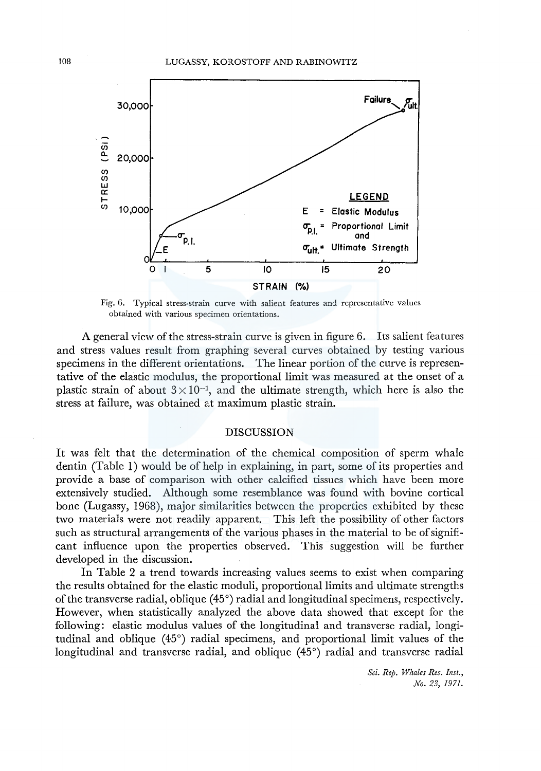Fig. 6. Typical stress-strain curve with salient features and representative values obtained with various specimen orientations.

A general view of the stress-strain curve is given in figure 6. Its salient features and stress values result from graphing several curves obtained by testing various specimens in the different orientations. The linear portion of the curve is representative of the elastic modulus, the proportional limit was measured at the onset of a plastic strain of about $3 \times 10^{-1}$, and the ultimate strength, which here is also the stress at failure, was obtained at maximum plastic strain.

## DISCUSSION

It was felt that the determination of the chemical composition of sperm whale dentin (Table 1) would be of help in explaining, in part, some of its properties and provide a base of comparison with other calcified tissues which have been more extensively studied. Although some resemblance was found with bovine cortical bone (Lugassy, 1968), major similarities between the properties exhibited by these two materials were not readily apparent. This left the possibility of other factors such as structural arrangements of the various phases in the material to be of significant influence upon the properties observed. This suggestion will be further developed in the discussion.

In Table 2 a trend towards increasing values seems to exist when comparing the results obtained for the elastic moduli, proportional limits and ultimate strengths of the transverse radial, oblique (45°) radial and longitudinal specimens, respectively. However, when statistically analyzed the above data showed that except for the following: elastic modulus values of the longitudinal and transverse radial, longitudinal and oblique (45°) radial specimens, and proportional limit values of the longitudinal and transverse radial, and oblique (45°) radial and transverse radial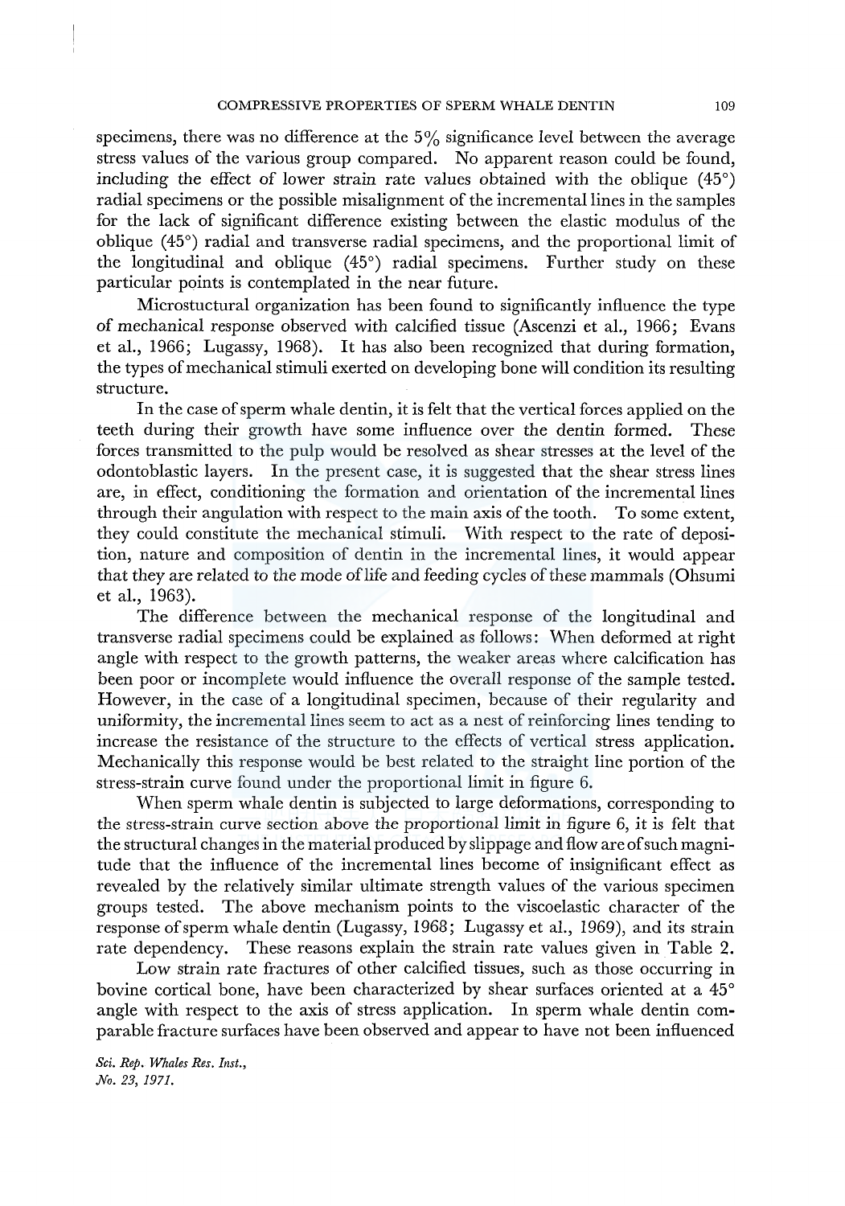specimens, there was no difference at the 5% significance level between the average stress values of the various group compared. No apparent reason could be found, including the effect of lower strain rate values obtained with the oblique (45°) radial specimens or the possible misalignment of the incremental lines in the samples for the lack of significant difference existing between the elastic modulus of the oblique (45°) radial and transverse radial specimens, and the proportional limit of the longitudinal and oblique (45°) radial specimens. Further study on these particular points is contemplated in the near future.

Microstuctural organization has been found to significantly influence the type of mechanical response observed with calcified tissue (Ascenzi et al., 1966; Evans et al., 1966; Lugassy, 1968). It has also been recognized that during formation, the types of mechanical stimuli exerted on developing bone will condition its resulting structure.

In the case of sperm whale dentin, it is felt that the vertical forces applied on the teeth during their growth have some influence over the dentin formed. These forces transmitted to the pulp would be resolved as shear stresses at the level of the odontoblastic layers. In the present case, it is suggested that the shear stress lines are, in effect, conditioning the formation and orientation of the incremental lines through their angulation with respect to the main axis of the tooth. To some extent, they could constitute the mechanical stimuli. With respect to the rate of deposition, nature and composition of dentin in the incremental lines, it would appear that they are related to the mode of life and feeding cycles of these mammals (Ohsumi et al., 1963).

The difference between the mechanical response of the longitudinal and transverse radial specimens could be explained as follows: When deformed at right angle with respect to the growth patterns, the weaker areas where calcification has been poor or incomplete would influence the overall response of the sample tested. However, in the case of a longitudinal specimen, because of their regularity and uniformity, the incremental lines seem to act as a nest of reinforcing lines tending to increase the resistance of the structure to the effects of vertical stress application. Mechanically this response would be best related to the straight line portion of the stress-strain curve found under the proportional limit in figure 6.

When sperm whale dentin is subjected to large deformations, corresponding to the stress-strain curve section above the proportional limit in figure 6, it is felt that the structural changes in the material produced by slippage and flow are of such magnitude that the influence of the incremental lines become of insignificant effect as revealed by the relatively similar ultimate strength values of the various specimen groups tested. The above mechanism points to the viscoelastic character of the response of sperm whale dentin (Lugassy, 1968; Lugassy et al., 1969), and its strain rate dependency. These reasons explain the strain rate values given in Table 2.

Low strain rate fractures of other calcified tissues, such as those occurring in bovine cortical bone, have been characterized by shear surfaces oriented at a 45° angle with respect to the axis of stress application. In sperm whale dentin comparable fracture surfaces have been observed and appear to have not been influenced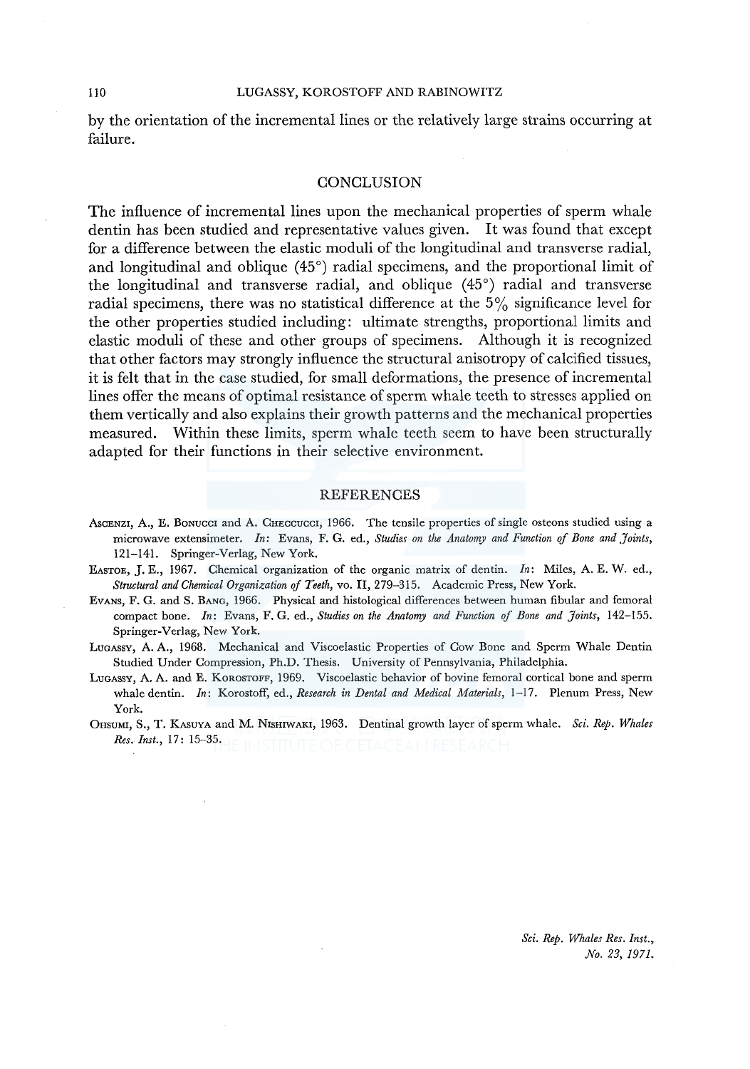by the orientation of the incremental lines or the relatively large strains occurring at failure.

## CONCLUSION

The influence of incremental lines upon the mechanical properties of sperm whale dentin has been studied and representative values given. It was found that except for a difference between the elastic moduli of the longitudinal and transverse radial, and longitudinal and oblique (45°) radial specimens, and the proportional limit of the longitudinal and transverse radial, and oblique (45°) radial and transverse radial specimens, there was no statistical difference at the 5% significance level for the other properties studied including: ultimate strengths, proportional limits and elastic moduli of these and other groups of specimens. Although it is recognized that other factors may strongly influence the structural anisotropy of calcified tissues, it is felt that in the case studied, for small deformations, the presence of incremental lines offer the means of optimal resistance of sperm whale teeth to stresses applied on them vertically and also explains their growth patterns and the mechanical properties measured. Within these limits, sperm whale teeth seem to have been structurally adapted for their functions in their selective environment.

## REFERENCES

Ascenzi, A., E. Bonucci and A. Checcucci, 1966. The tensile properties of single osteons studied using a microwave extensimeter. *In*: Evans, F. G. ed., *Studies on the Anatomy and Function of Bone and Joints*, 121–141. Springer-Verlag, New York.

Eastoe, J. E., 1967. Chemical organization of the organic matrix of dentin. *In*: Miles, A. E. W. ed., *Structural and Chemical Organization of Teeth*, vo. II, 279–315. Academic Press, New York.

Evans, F. G. and S. Bang, 1966. Physical and histological differences between human fibular and femoral compact bone. *In*: Evans, F. G. ed., *Studies on the Anatomy and Function of Bone and Joints*, 142–155. Springer-Verlag, New York.

Lugassy, A. A., 1968. Mechanical and Viscoelastic Properties of Cow Bone and Sperm Whale Dentin Studied Under Compression, Ph.D. Thesis. University of Pennsylvania, Philadelphia.

Lugassy, A. A. and E. Korostoff, 1969. Viscoelastic behavior of bovine femoral cortical bone and sperm whale dentin. *In*: Korostoff, ed., *Research in Dental and Medical Materials*, 1–17. Plenum Press, New York.

Ohsumi, S., T. Kasuya and M. Nishiwaki, 1963. Dentinal growth layer of sperm whale. *Sci. Rep. Whales Res. Inst.*, 17: 15–35.